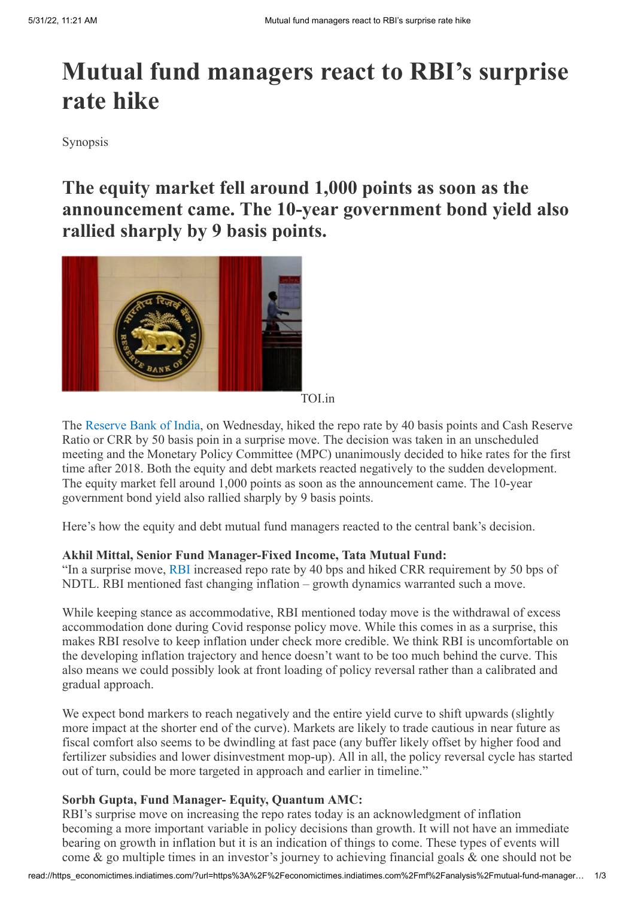# Mutual fund managers react to RBI's surprise rate hike

Synopsis

## The equity market fell around 1,000 points as soon as the announcement came. The 10-year government bond yield also rallied sharply by 9 basis points.

TOI.in

The Reserve Bank of India, on Wednesday, hiked the repo rate by 40 basis points and Cash Reserve Ratio or CRR by 50 basis poin in a surprise move. The decision was taken in an unscheduled meeting and the Monetary Policy Committee (MPC) unanimously decided to hike rates for the first time after 2018. Both the equity and debt markets reacted negatively to the sudden development. The equity market fell around 1,000 points as soon as the announcement came. The 10-year government bond yield also rallied sharply by 9 basis points.

Here's how the equity and debt mutual fund managers reacted to the central bank's decision.

**Akhil Mittal, Senior Fund Manager-Fixed Income, Tata Mutual Fund:**
"In a surprise move, RBI increased repo rate by 40 bps and hiked CRR requirement by 50 bps of NDTL. RBI mentioned fast changing inflation – growth dynamics warranted such a move.

While keeping stance as accommodative, RBI mentioned today move is the withdrawal of excess accommodation done during Covid response policy move. While this comes in as a surprise, this makes RBI resolve to keep inflation under check more credible. We think RBI is uncomfortable on the developing inflation trajectory and hence doesn't want to be too much behind the curve. This also means we could possibly look at front loading of policy reversal rather than a calibrated and gradual approach.

We expect bond markers to reach negatively and the entire yield curve to shift upwards (slightly more impact at the shorter end of the curve). Markets are likely to trade cautious in near future as fiscal comfort also seems to be dwindling at fast pace (any buffer likely offset by higher food and fertilizer subsidies and lower disinvestment mop-up). All in all, the policy reversal cycle has started out of turn, could be more targeted in approach and earlier in timeline."

**Sorbh Gupta, Fund Manager- Equity, Quantum AMC:**
RBI's surprise move on increasing the repo rates today is an acknowledgment of inflation becoming a more important variable in policy decisions than growth. It will not have an immediate bearing on growth in inflation but it is an indication of things to come. These types of events will come & go multiple times in an investor's journey to achieving financial goals & one should not be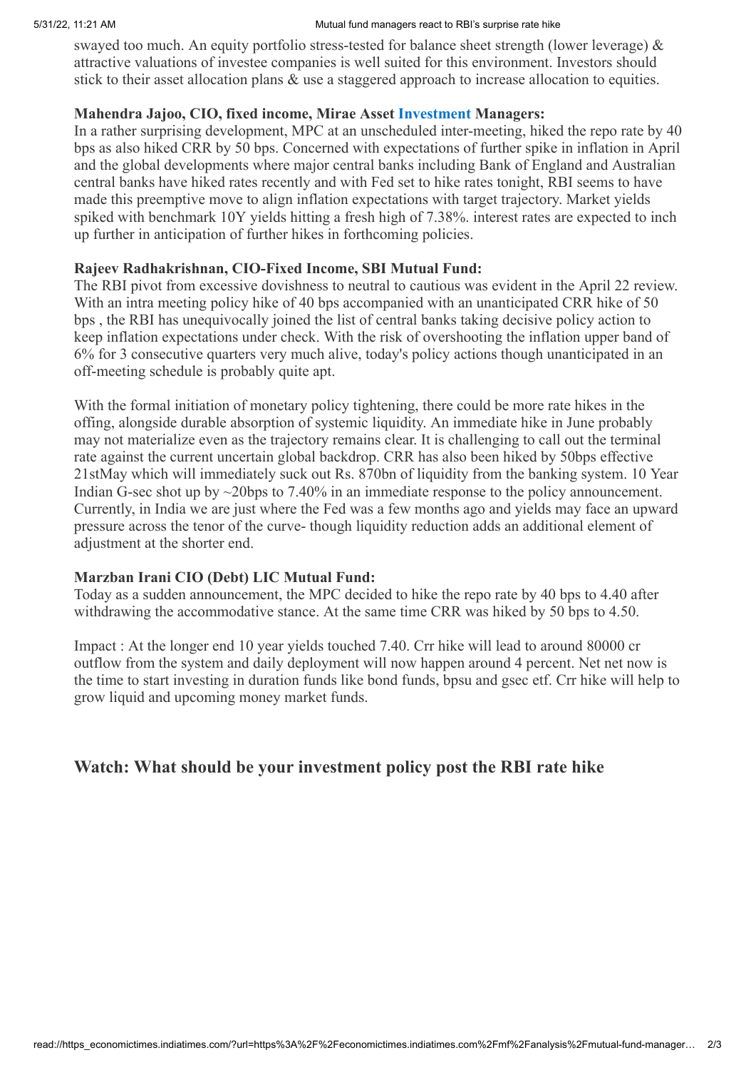swayed too much. An equity portfolio stress-tested for balance sheet strength (lower leverage) & attractive valuations of investee companies is well suited for this environment. Investors should stick to their asset allocation plans & use a staggered approach to increase allocation to equities.

**Mahendra Jajoo, CIO, fixed income, Mirae Asset Investment Managers:**
In a rather surprising development, MPC at an unscheduled inter-meeting, hiked the repo rate by 40 bps as also hiked CRR by 50 bps. Concerned with expectations of further spike in inflation in April and the global developments where major central banks including Bank of England and Australian central banks have hiked rates recently and with Fed set to hike rates tonight, RBI seems to have made this preemptive move to align inflation expectations with target trajectory. Market yields spiked with benchmark 10Y yields hitting a fresh high of 7.38%. interest rates are expected to inch up further in anticipation of further hikes in forthcoming policies.

**Rajeev Radhakrishnan, CIO-Fixed Income, SBI Mutual Fund:**
The RBI pivot from excessive dovishness to neutral to cautious was evident in the April 22 review. With an intra meeting policy hike of 40 bps accompanied with an unanticipated CRR hike of 50 bps , the RBI has unequivocally joined the list of central banks taking decisive policy action to keep inflation expectations under check. With the risk of overshooting the inflation upper band of 6% for 3 consecutive quarters very much alive, today's policy actions though unanticipated in an off-meeting schedule is probably quite apt.

With the formal initiation of monetary policy tightening, there could be more rate hikes in the offing, alongside durable absorption of systemic liquidity. An immediate hike in June probably may not materialize even as the trajectory remains clear. It is challenging to call out the terminal rate against the current uncertain global backdrop. CRR has also been hiked by 50bps effective 21stMay which will immediately suck out Rs. 870bn of liquidity from the banking system. 10 Year Indian G-sec shot up by ~20bps to 7.40% in an immediate response to the policy announcement. Currently, in India we are just where the Fed was a few months ago and yields may face an upward pressure across the tenor of the curve- though liquidity reduction adds an additional element of adjustment at the shorter end.

**Marzban Irani CIO (Debt) LIC Mutual Fund:**
Today as a sudden announcement, the MPC decided to hike the repo rate by 40 bps to 4.40 after withdrawing the accommodative stance. At the same time CRR was hiked by 50 bps to 4.50.

Impact : At the longer end 10 year yields touched 7.40. Crr hike will lead to around 80000 cr outflow from the system and daily deployment will now happen around 4 percent. Net net now is the time to start investing in duration funds like bond funds, bpsu and gsec etf. Crr hike will help to grow liquid and upcoming money market funds.

## Watch: What should be your investment policy post the RBI rate hike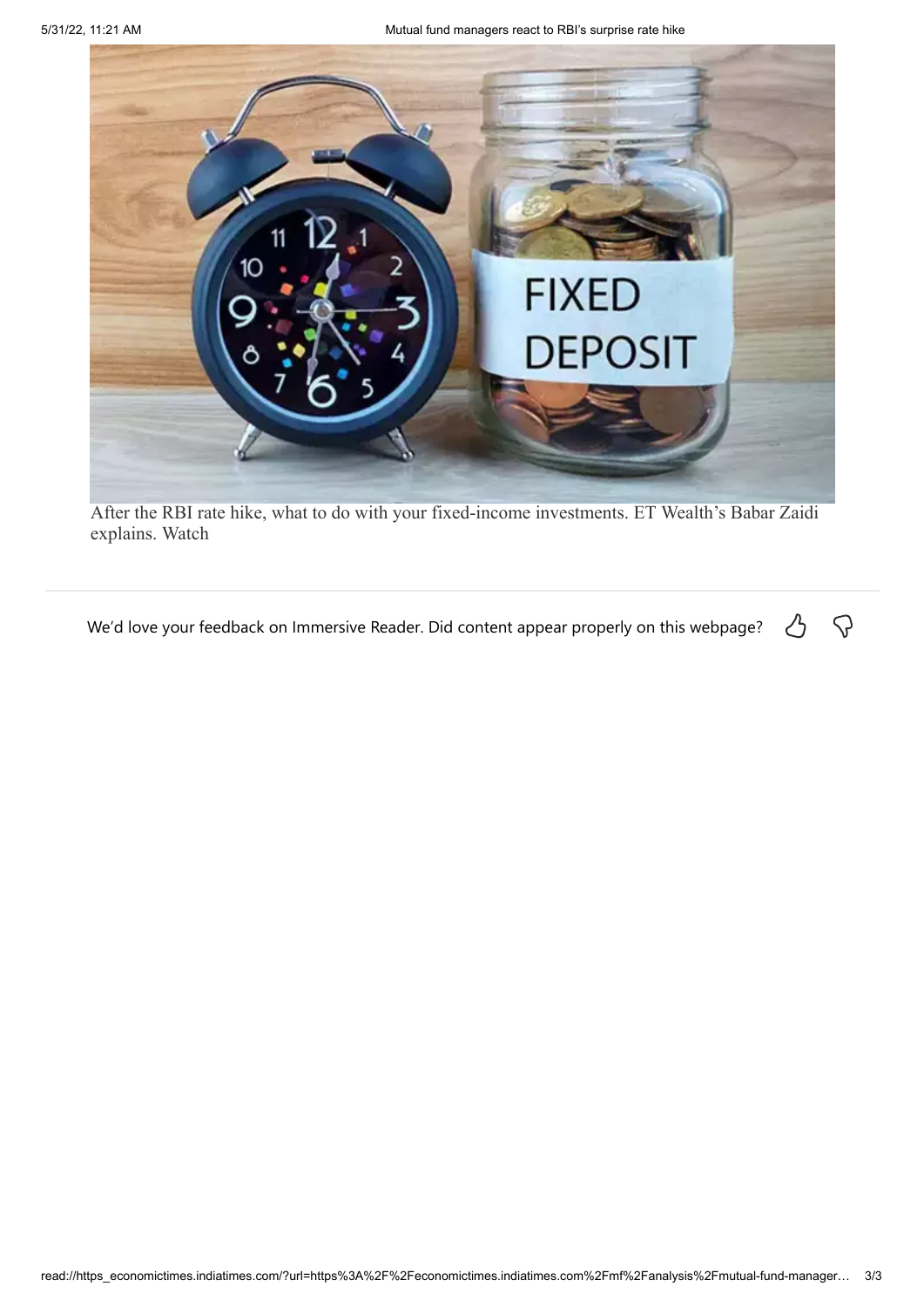After the RBI rate hike, what to do with your fixed-income investments. ET Wealth's Babar Zaidi explains. Watch

We'd love your feedback on Immersive Reader. Did content appear properly on this webpage?